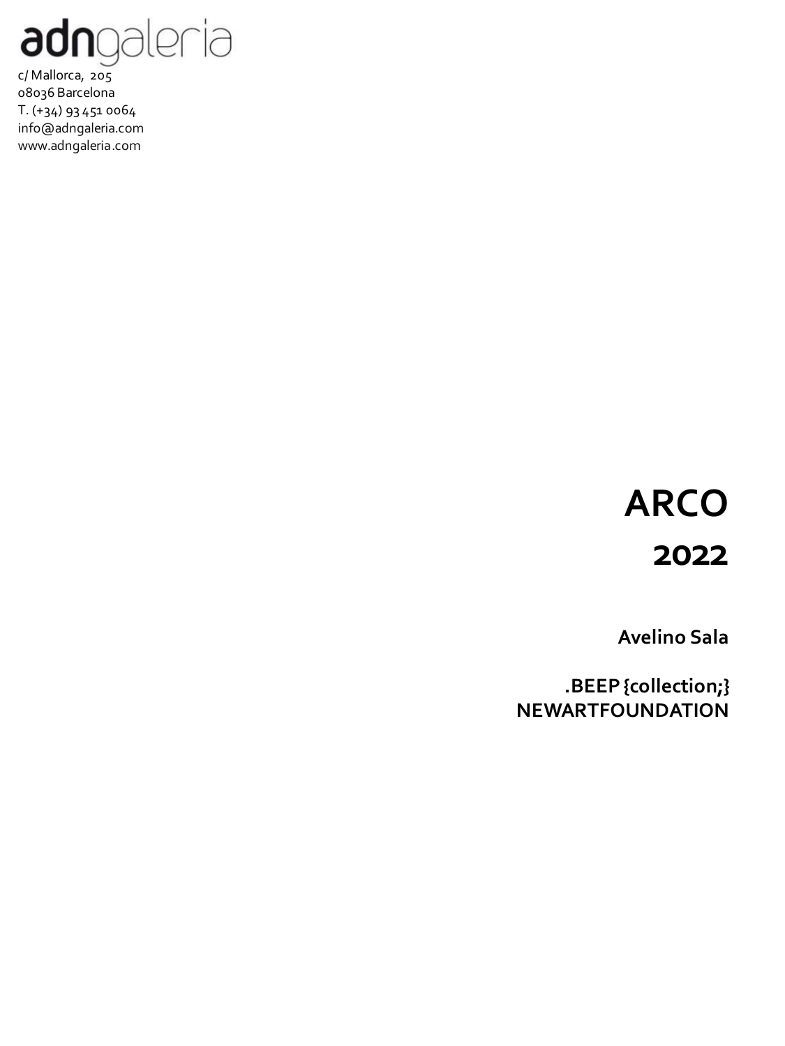adngaleria

c/ Mallorca, 205
08036 Barcelona
T. (+34) 93 451 0064
info@adngaleria.com
www.adngaleria.com

# ARCO

## 2022

**Avelino Sala**

**.BEEP {collection;}**
**NEWARTFOUNDATION**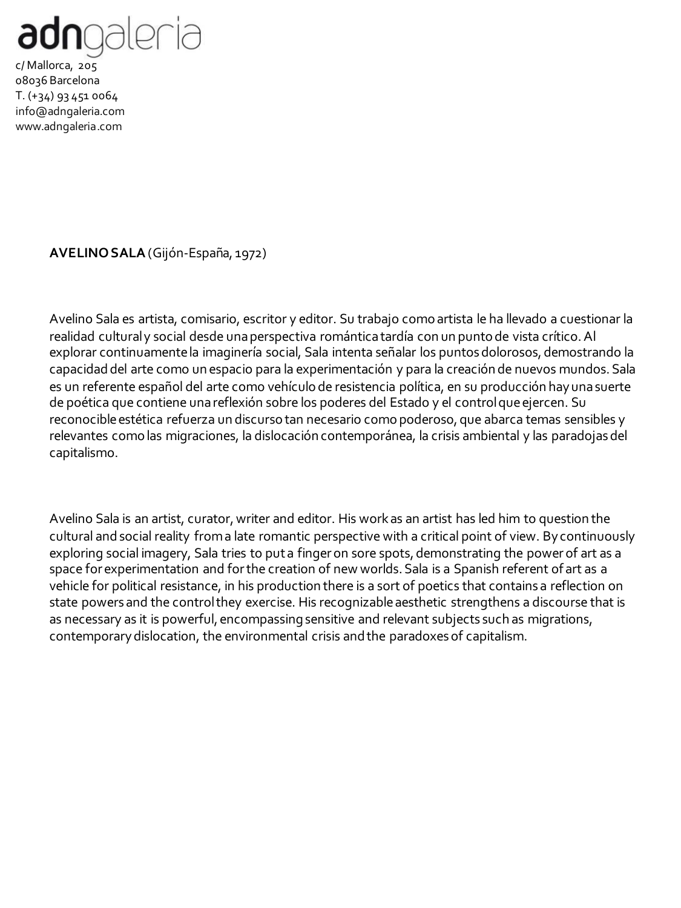adngaleria

c/ Mallorca, 205
08036 Barcelona
T. (+34) 93 451 0064
info@adngaleria.com
www.adngaleria.com

**AVELINO SALA** (Gijón-España, 1972)

Avelino Sala es artista, comisario, escritor y editor. Su trabajo como artista le ha llevado a cuestionar la realidad cultural y social desde una perspectiva romántica tardía con un punto de vista crítico. Al explorar continuamente la imaginería social, Sala intenta señalar los puntos dolorosos, demostrando la capacidad del arte como un espacio para la experimentación y para la creación de nuevos mundos. Sala es un referente español del arte como vehículo de resistencia política, en su producción hay una suerte de poética que contiene una reflexión sobre los poderes del Estado y el control que ejercen. Su reconocible estética refuerza un discurso tan necesario como poderoso, que abarca temas sensibles y relevantes como las migraciones, la dislocación contemporánea, la crisis ambiental y las paradojas del capitalismo.

Avelino Sala is an artist, curator, writer and editor. His work as an artist has led him to question the cultural and social reality from a late romantic perspective with a critical point of view. By continuously exploring social imagery, Sala tries to put a finger on sore spots, demonstrating the power of art as a space for experimentation and for the creation of new worlds. Sala is a Spanish referent of art as a vehicle for political resistance, in his production there is a sort of poetics that contains a reflection on state powers and the control they exercise. His recognizable aesthetic strengthens a discourse that is as necessary as it is powerful, encompassing sensitive and relevant subjects such as migrations, contemporary dislocation, the environmental crisis and the paradoxes of capitalism.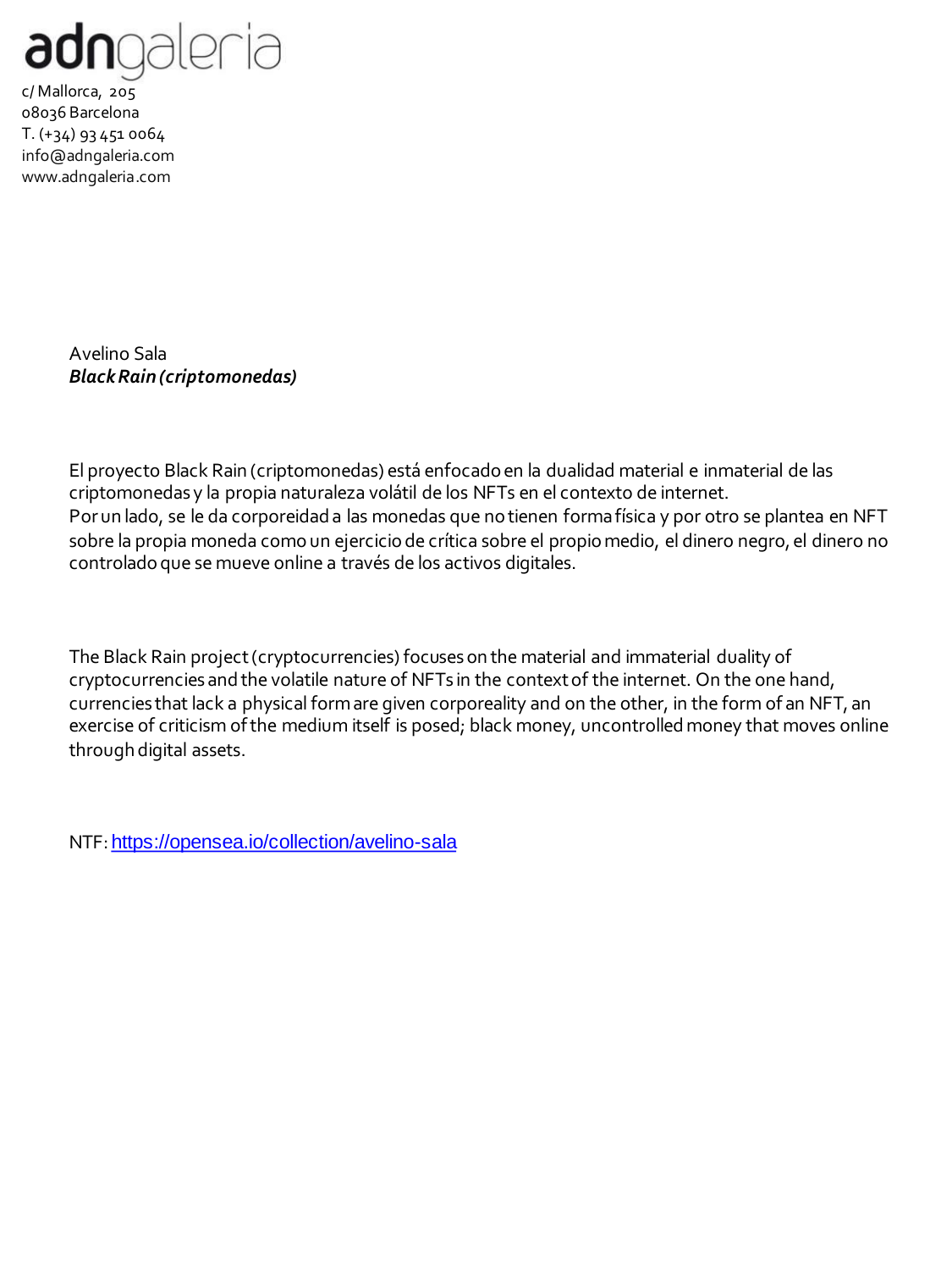adngaleria

c/ Mallorca, 205
08036 Barcelona
T. (+34) 93 451 0064
info@adngaleria.com
www.adngaleria.com

Avelino Sala
***Black Rain (criptomonedas)***

El proyecto Black Rain (criptomonedas) está enfocado en la dualidad material e inmaterial de las criptomonedas y la propia naturaleza volátil de los NFTs en el contexto de internet.
Por un lado, se le da corporeidad a las monedas que no tienen forma física y por otro se plantea en NFT sobre la propia moneda como un ejercicio de crítica sobre el propio medio, el dinero negro, el dinero no controlado que se mueve online a través de los activos digitales.

The Black Rain project (cryptocurrencies) focuses on the material and immaterial duality of cryptocurrencies and the volatile nature of NFTs in the context of the internet. On the one hand, currencies that lack a physical form are given corporeality and on the other, in the form of an NFT, an exercise of criticism of the medium itself is posed; black money, uncontrolled money that moves online through digital assets.

NTF: https://opensea.io/collection/avelino-sala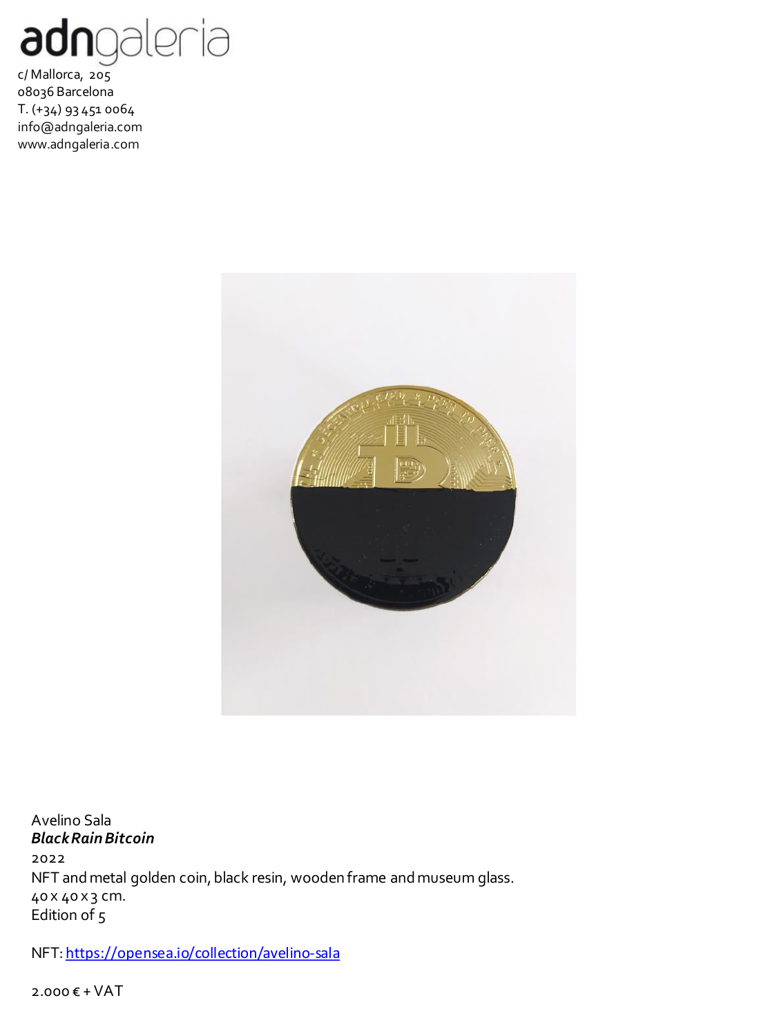adngaleria

c/ Mallorca, 205
08036 Barcelona
T. (+34) 93 451 0064
info@adngaleria.com
www.adngaleria.com

Avelino Sala
***Black Rain Bitcoin***
2022
NFT and metal golden coin, black resin, wooden frame and museum glass.
40 x 40 x 3 cm.
Edition of 5

NFT: [https://opensea.io/collection/avelino-sala](https://opensea.io/collection/avelino-sala)

2.000 € + VAT